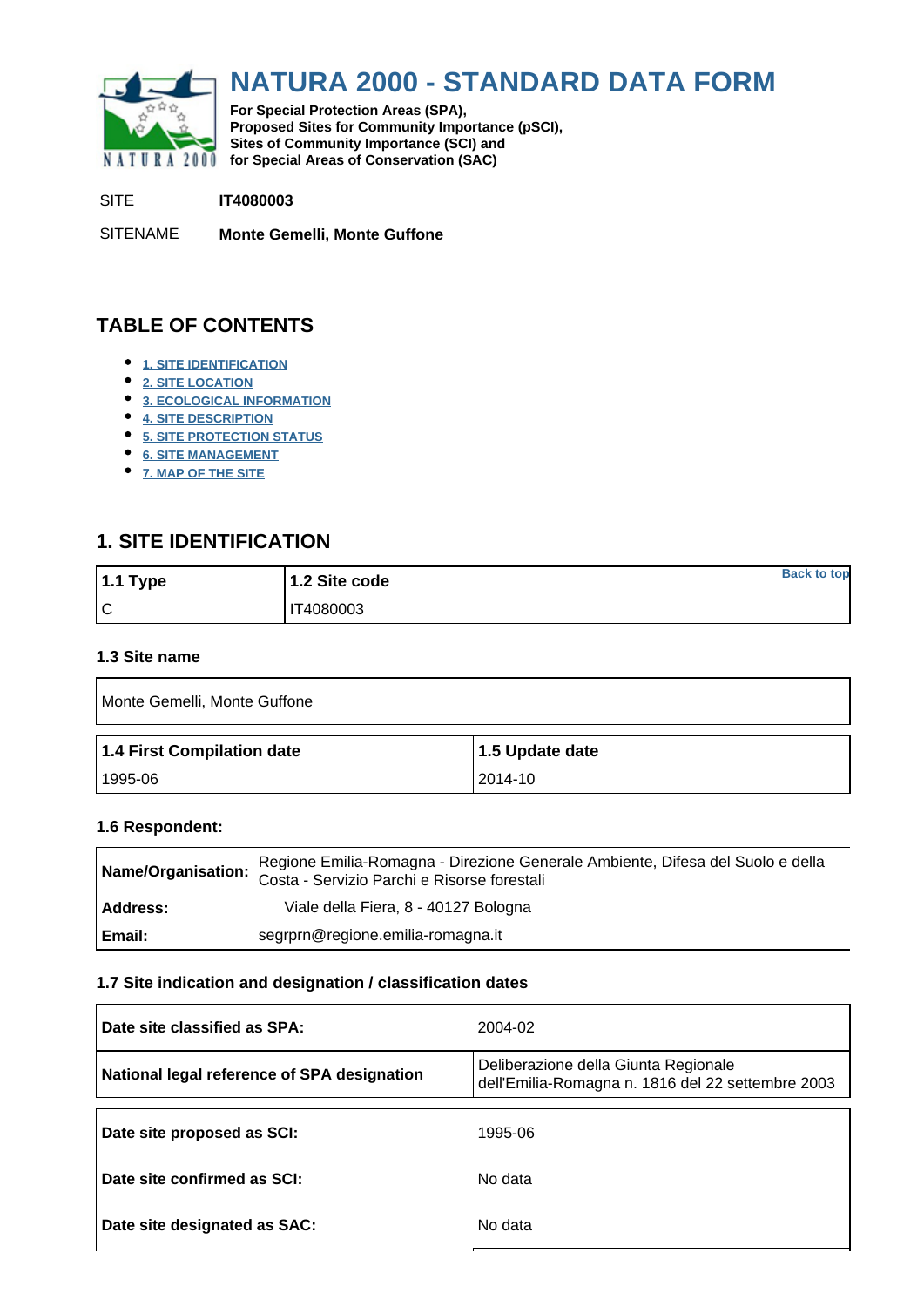# NATURA 2000 - STANDARD DATA FORM

**For Special Protection Areas (SPA), Proposed Sites for Community Importance (pSCI), Sites of Community Importance (SCI) and for Special Areas of Conservation (SAC)**

SITE **IT4080003**

SITENAME **Monte Gemelli, Monte Guffone**

## TABLE OF CONTENTS

- 1. SITE IDENTIFICATION
- 2. SITE LOCATION
- 3. ECOLOGICAL INFORMATION
- 4. SITE DESCRIPTION
- 5. SITE PROTECTION STATUS
- 6. SITE MANAGEMENT
- 7. MAP OF THE SITE

## 1. SITE IDENTIFICATION

| 1.1 Type | 1.2 Site code |
|---|---|
| C | IT4080003 |

### 1.3 Site name

Monte Gemelli, Monte Guffone

| 1.4 First Compilation date | 1.5 Update date |
|---|---|
| 1995-06 | 2014-10 |

### 1.6 Respondent:

| | |
|---|---|
| **Name/Organisation:** | Regione Emilia-Romagna - Direzione Generale Ambiente, Difesa del Suolo e della Costa - Servizio Parchi e Risorse forestali |
| **Address:** | Viale della Fiera, 8 - 40127 Bologna |
| **Email:** | segrprn@regione.emilia-romagna.it |

### 1.7 Site indication and designation / classification dates

| | |
|---|---|
| **Date site classified as SPA:** | 2004-02 |
| **National legal reference of SPA designation** | Deliberazione della Giunta Regionale dell'Emilia-Romagna n. 1816 del 22 settembre 2003 |
| **Date site proposed as SCI:** | 1995-06 |
| **Date site confirmed as SCI:** | No data |
| **Date site designated as SAC:** | No data |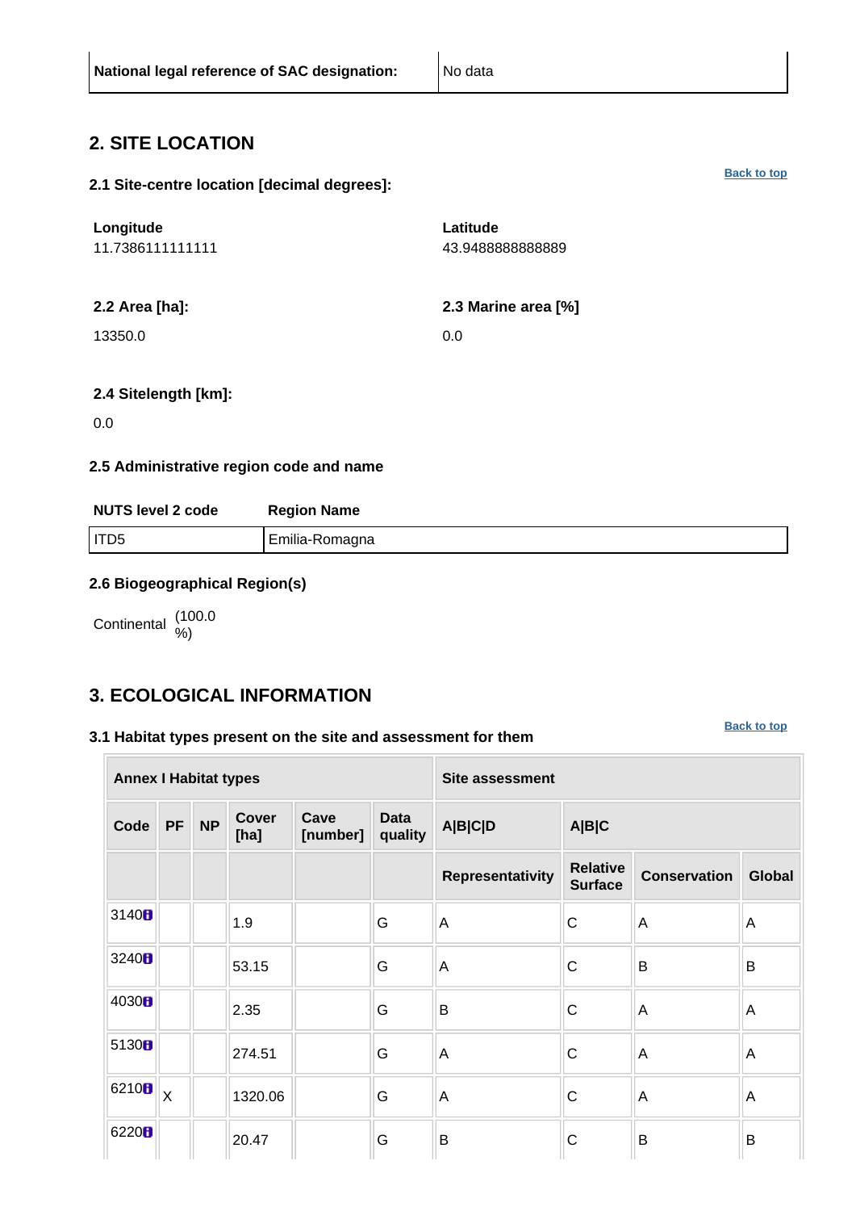| National legal reference of SAC designation: | No data |
|---|---|

## 2. SITE LOCATION

### 2.1 Site-centre location [decimal degrees]:

Back to top

| Longitude | Latitude |
|---|---|
| 11.7386111111111 | 43.9488888888889 |

| 2.2 Area [ha]: | 2.3 Marine area [%] |
|---|---|
| 13350.0 | 0.0 |

**2.4 Sitelength [km]:**

0.0

### 2.5 Administrative region code and name

| NUTS level 2 code | Region Name |
|---|---|
| ITD5 | Emilia-Romagna |

### 2.6 Biogeographical Region(s)

Continental (100.0 %)

## 3. ECOLOGICAL INFORMATION

### 3.1 Habitat types present on the site and assessment for them

Back to top

| Annex I Habitat types | | | | | | Site assessment | | | |
|---|---|---|---|---|---|---|---|---|---|
| Code | PF | NP | Cover [ha] | Cave [number] | Data quality | A\|B\|C\|D | A\|B\|C | | |
| | | | | | | Representativity | Relative Surface | Conservation | Global |
| 3140 | | | 1.9 | | G | A | C | A | A |
| 3240 | | | 53.15 | | G | A | C | B | B |
| 4030 | | | 2.35 | | G | B | C | A | A |
| 5130 | | | 274.51 | | G | A | C | A | A |
| 6210 | X | | 1320.06 | | G | A | C | A | A |
| 6220 | | | 20.47 | | G | B | C | B | B |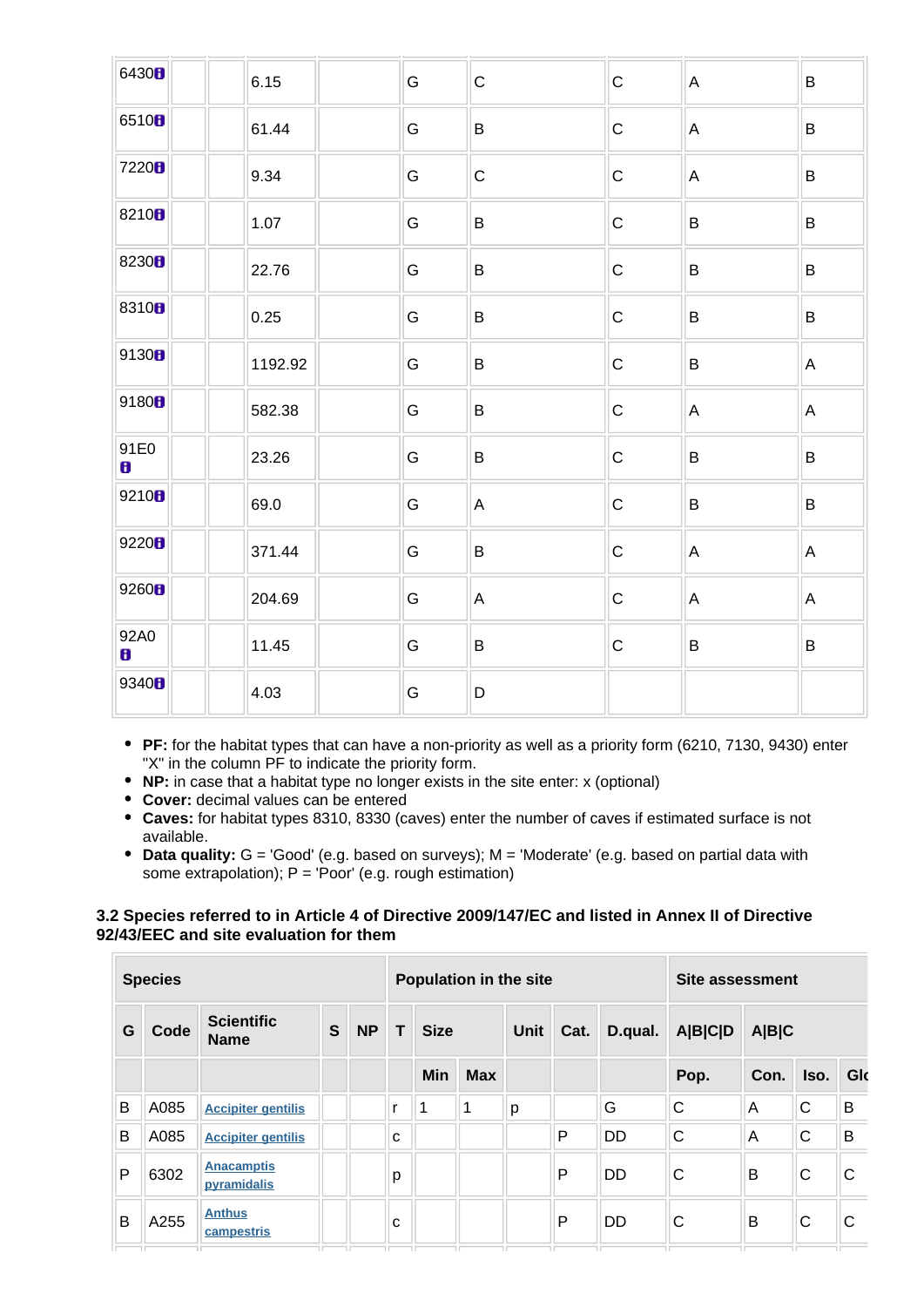| | | | | | | | | | | |
|---|---|---|---|---|---|---|---|---|---|---|
| 6430 | | | 6.15 | | G | C | | C | A | B |
| 6510 | | | 61.44 | | G | B | | C | A | B |
| 7220 | | | 9.34 | | G | C | | C | A | B |
| 8210 | | | 1.07 | | G | B | | C | B | B |
| 8230 | | | 22.76 | | G | B | | C | B | B |
| 8310 | | | 0.25 | | G | B | | C | B | B |
| 9130 | | | 1192.92 | | G | B | | C | B | A |
| 9180 | | | 582.38 | | G | B | | C | A | A |
| 91E0 | | | 23.26 | | G | B | | C | B | B |
| 9210 | | | 69.0 | | G | A | | C | B | B |
| 9220 | | | 371.44 | | G | B | | C | A | A |
| 9260 | | | 204.69 | | G | A | | C | A | A |
| 92A0 | | | 11.45 | | G | B | | C | B | B |
| 9340 | | | 4.03 | | G | D | | | | |

- **PF:** for the habitat types that can have a non-priority as well as a priority form (6210, 7130, 9430) enter "X" in the column PF to indicate the priority form.
- **NP:** in case that a habitat type no longer exists in the site enter: x (optional)
- **Cover:** decimal values can be entered
- **Caves:** for habitat types 8310, 8330 (caves) enter the number of caves if estimated surface is not available.
- **Data quality:** G = 'Good' (e.g. based on surveys); M = 'Moderate' (e.g. based on partial data with some extrapolation); P = 'Poor' (e.g. rough estimation)

### 3.2 Species referred to in Article 4 of Directive 2009/147/EC and listed in Annex II of Directive 92/43/EEC and site evaluation for them

| Species | | | | | Population in the site | | | | | | Site assessment | | | |
|---|---|---|---|---|---|---|---|---|---|---|---|---|---|---|
| G | Code | Scientific Name | S | NP | T | Size | | Unit | Cat. | D.qual. | A\|B\|C\|D | A\|B\|C | | |
| | | | | | | Min | Max | | | | Pop. | Con. | Iso. | Glo |
| B | A085 | Accipiter gentilis | | | r | 1 | 1 | p | | G | C | A | C | B |
| B | A085 | Accipiter gentilis | | | c | | | | P | DD | C | A | C | B |
| P | 6302 | Anacamptis pyramidalis | | | p | | | | P | DD | C | B | C | C |
| B | A255 | Anthus campestris | | | c | | | | P | DD | C | B | C | C |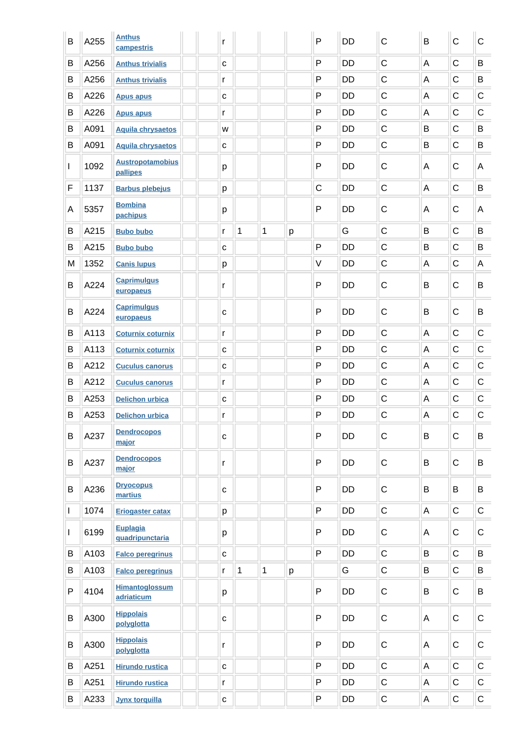| | | | | | | | | | | | | | | |
|---|---|---|---|---|---|---|---|---|---|---|---|---|---|---|
| B | A255 | Anthus campestris | | | r | | | | P | DD | C | B | C | C |
| B | A256 | Anthus trivialis | | | c | | | | P | DD | C | A | C | B |
| B | A256 | Anthus trivialis | | | r | | | | P | DD | C | A | C | B |
| B | A226 | Apus apus | | | c | | | | P | DD | C | A | C | C |
| B | A226 | Apus apus | | | r | | | | P | DD | C | A | C | C |
| B | A091 | Aquila chrysaetos | | | w | | | | P | DD | C | B | C | B |
| B | A091 | Aquila chrysaetos | | | c | | | | P | DD | C | B | C | B |
| I | 1092 | Austropotamobius pallipes | | | p | | | | P | DD | C | A | C | A |
| F | 1137 | Barbus plebejus | | | p | | | | C | DD | C | A | C | B |
| A | 5357 | Bombina pachipus | | | p | | | | P | DD | C | A | C | A |
| B | A215 | Bubo bubo | | | r | 1 | 1 | p | | G | C | B | C | B |
| B | A215 | Bubo bubo | | | c | | | | P | DD | C | B | C | B |
| M | 1352 | Canis lupus | | | p | | | | V | DD | C | A | C | A |
| B | A224 | Caprimulgus europaeus | | | r | | | | P | DD | C | B | C | B |
| B | A224 | Caprimulgus europaeus | | | c | | | | P | DD | C | B | C | B |
| B | A113 | Coturnix coturnix | | | r | | | | P | DD | C | A | C | C |
| B | A113 | Coturnix coturnix | | | c | | | | P | DD | C | A | C | C |
| B | A212 | Cuculus canorus | | | c | | | | P | DD | C | A | C | C |
| B | A212 | Cuculus canorus | | | r | | | | P | DD | C | A | C | C |
| B | A253 | Delichon urbica | | | c | | | | P | DD | C | A | C | C |
| B | A253 | Delichon urbica | | | r | | | | P | DD | C | A | C | C |
| B | A237 | Dendrocopos major | | | c | | | | P | DD | C | B | C | B |
| B | A237 | Dendrocopos major | | | r | | | | P | DD | C | B | C | B |
| B | A236 | Dryocopus martius | | | c | | | | P | DD | C | B | B | B |
| I | 1074 | Eriogaster catax | | | p | | | | P | DD | C | A | C | C |
| I | 6199 | Euplagia quadripunctaria | | | p | | | | P | DD | C | A | C | C |
| B | A103 | Falco peregrinus | | | c | | | | P | DD | C | B | C | B |
| B | A103 | Falco peregrinus | | | r | 1 | 1 | p | | G | C | B | C | B |
| P | 4104 | Himantoglossum adriaticum | | | p | | | | P | DD | C | B | C | B |
| B | A300 | Hippolais polyglotta | | | c | | | | P | DD | C | A | C | C |
| B | A300 | Hippolais polyglotta | | | r | | | | P | DD | C | A | C | C |
| B | A251 | Hirundo rustica | | | c | | | | P | DD | C | A | C | C |
| B | A251 | Hirundo rustica | | | r | | | | P | DD | C | A | C | C |
| B | A233 | Jynx torquilla | | | c | | | | P | DD | C | A | C | C |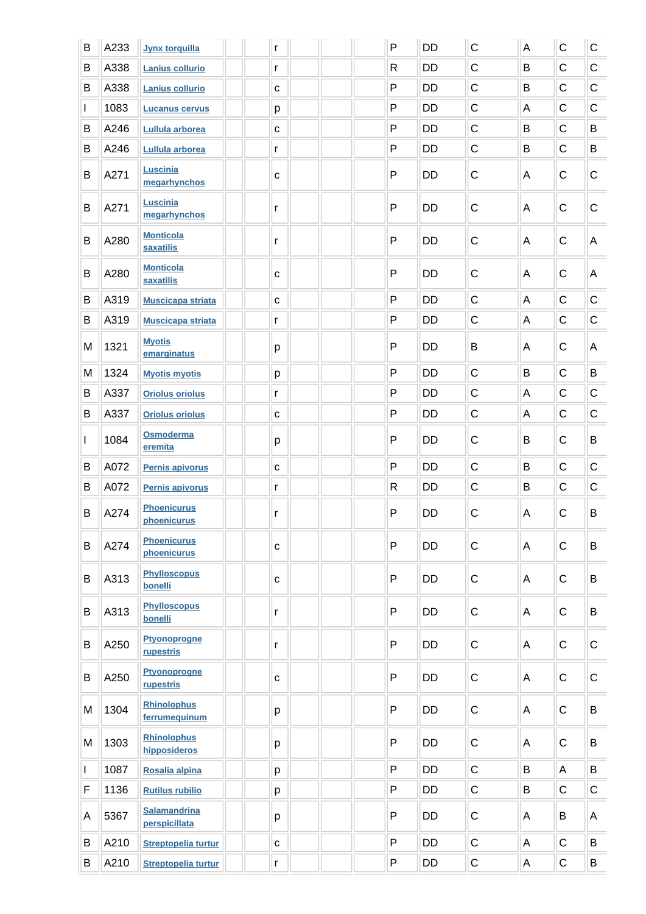| | | | | | | | | | | | | | | |
|---|---|---|---|---|---|---|---|---|---|---|---|---|---|---|
| B | A233 | Jynx torquilla | | | r | | | | P | DD | C | A | C | C |
| B | A338 | Lanius collurio | | | r | | | | R | DD | C | B | C | C |
| B | A338 | Lanius collurio | | | c | | | | P | DD | C | B | C | C |
| I | 1083 | Lucanus cervus | | | p | | | | P | DD | C | A | C | C |
| B | A246 | Lullula arborea | | | c | | | | P | DD | C | B | C | B |
| B | A246 | Lullula arborea | | | r | | | | P | DD | C | B | C | B |
| B | A271 | Luscinia megarhynchos | | | c | | | | P | DD | C | A | C | C |
| B | A271 | Luscinia megarhynchos | | | r | | | | P | DD | C | A | C | C |
| B | A280 | Monticola saxatilis | | | r | | | | P | DD | C | A | C | A |
| B | A280 | Monticola saxatilis | | | c | | | | P | DD | C | A | C | A |
| B | A319 | Muscicapa striata | | | c | | | | P | DD | C | A | C | C |
| B | A319 | Muscicapa striata | | | r | | | | P | DD | C | A | C | C |
| M | 1321 | Myotis emarginatus | | | p | | | | P | DD | B | A | C | A |
| M | 1324 | Myotis myotis | | | p | | | | P | DD | C | B | C | B |
| B | A337 | Oriolus oriolus | | | r | | | | P | DD | C | A | C | C |
| B | A337 | Oriolus oriolus | | | c | | | | P | DD | C | A | C | C |
| I | 1084 | Osmoderma eremita | | | p | | | | P | DD | C | B | C | B |
| B | A072 | Pernis apivorus | | | c | | | | P | DD | C | B | C | C |
| B | A072 | Pernis apivorus | | | r | | | | R | DD | C | B | C | C |
| B | A274 | Phoenicurus phoenicurus | | | r | | | | P | DD | C | A | C | B |
| B | A274 | Phoenicurus phoenicurus | | | c | | | | P | DD | C | A | C | B |
| B | A313 | Phylloscopus bonelli | | | c | | | | P | DD | C | A | C | B |
| B | A313 | Phylloscopus bonelli | | | r | | | | P | DD | C | A | C | B |
| B | A250 | Ptyonoprogne rupestris | | | r | | | | P | DD | C | A | C | C |
| B | A250 | Ptyonoprogne rupestris | | | c | | | | P | DD | C | A | C | C |
| M | 1304 | Rhinolophus ferrumequinum | | | p | | | | P | DD | C | A | C | B |
| M | 1303 | Rhinolophus hipposideros | | | p | | | | P | DD | C | A | C | B |
| I | 1087 | Rosalia alpina | | | p | | | | P | DD | C | B | A | B |
| F | 1136 | Rutilus rubilio | | | p | | | | P | DD | C | B | C | C |
| A | 5367 | Salamandrina perspicillata | | | p | | | | P | DD | C | A | B | A |
| B | A210 | Streptopelia turtur | | | c | | | | P | DD | C | A | C | B |
| B | A210 | Streptopelia turtur | | | r | | | | P | DD | C | A | C | B |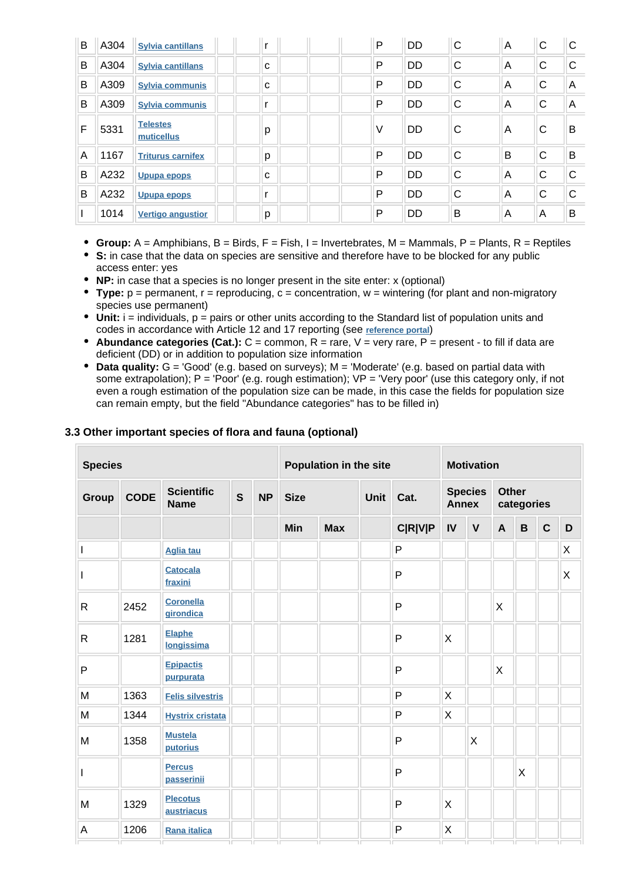| | | | | | | | | | | | | | | |
|---|---|---|---|---|---|---|---|---|---|---|---|---|---|---|
| B | A304 | Sylvia cantillans | | | r | | | | P | DD | C | A | C | C |
| B | A304 | Sylvia cantillans | | | c | | | | P | DD | C | A | C | C |
| B | A309 | Sylvia communis | | | c | | | | P | DD | C | A | C | A |
| B | A309 | Sylvia communis | | | r | | | | P | DD | C | A | C | A |
| F | 5331 | Telestes muticellus | | | p | | | | V | DD | C | A | C | B |
| A | 1167 | Triturus carnifex | | | p | | | | P | DD | C | B | C | B |
| B | A232 | Upupa epops | | | c | | | | P | DD | C | A | C | C |
| B | A232 | Upupa epops | | | r | | | | P | DD | C | A | C | C |
| I | 1014 | Vertigo angustior | | | p | | | | P | DD | B | A | A | B |

- **Group:** A = Amphibians, B = Birds, F = Fish, I = Invertebrates, M = Mammals, P = Plants, R = Reptiles
- **S:** in case that the data on species are sensitive and therefore have to be blocked for any public access enter: yes
- **NP:** in case that a species is no longer present in the site enter: x (optional)
- **Type:** p = permanent, r = reproducing, c = concentration, w = wintering (for plant and non-migratory species use permanent)
- **Unit:** i = individuals, p = pairs or other units according to the Standard list of population units and codes in accordance with Article 12 and 17 reporting (see reference portal)
- **Abundance categories (Cat.):** C = common, R = rare, V = very rare, P = present - to fill if data are deficient (DD) or in addition to population size information
- **Data quality:** G = 'Good' (e.g. based on surveys); M = 'Moderate' (e.g. based on partial data with some extrapolation); P = 'Poor' (e.g. rough estimation); VP = 'Very poor' (use this category only, if not even a rough estimation of the population size can be made, in this case the fields for population size can remain empty, but the field "Abundance categories" has to be filled in)

### 3.3 Other important species of flora and fauna (optional)

| Species | | | | | Population in the site | | | | Motivation | | | | | |
|---|---|---|---|---|---|---|---|---|---|---|---|---|---|---|
| Group | CODE | Scientific Name | S | NP | Size | | Unit | Cat. | Species Annex | | Other categories | | | |
| | | | | | Min | Max | | C\|R\|V\|P | IV | V | A | B | C | D |
| I | | Aglia tau | | | | | | P | | | | | | X |
| I | | Catocala fraxini | | | | | | P | | | | | | X |
| R | 2452 | Coronella girondica | | | | | | P | | | X | | | |
| R | 1281 | Elaphe longissima | | | | | | P | X | | | | | |
| P | | Epipactis purpurata | | | | | | P | | | X | | | |
| M | 1363 | Felis silvestris | | | | | | P | X | | | | | |
| M | 1344 | Hystrix cristata | | | | | | P | X | | | | | |
| M | 1358 | Mustela putorius | | | | | | P | | X | | | | |
| I | | Percus passerinii | | | | | | P | | | | X | | |
| M | 1329 | Plecotus austriacus | | | | | | P | X | | | | | |
| A | 1206 | Rana italica | | | | | | P | X | | | | | |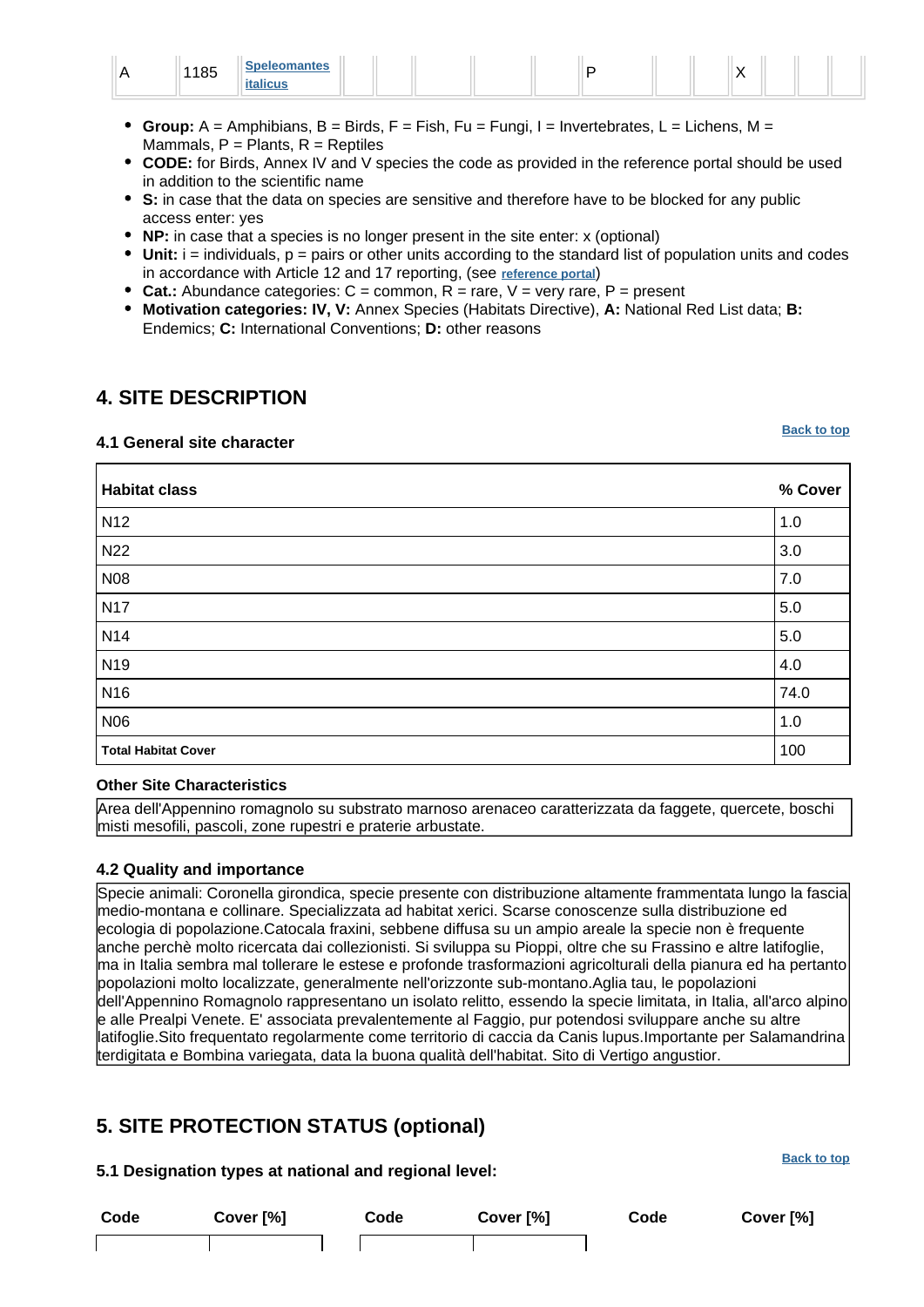| A | 1185 | Speleomantes italicus | | | | | | P | | | X | | | |
|---|---|---|---|---|---|---|---|---|---|---|---|---|---|---|

- **Group:** A = Amphibians, B = Birds, F = Fish, Fu = Fungi, I = Invertebrates, L = Lichens, M = Mammals, P = Plants, R = Reptiles
- **CODE:** for Birds, Annex IV and V species the code as provided in the reference portal should be used in addition to the scientific name
- **S:** in case that the data on species are sensitive and therefore have to be blocked for any public access enter: yes
- **NP:** in case that a species is no longer present in the site enter: x (optional)
- **Unit:** i = individuals, p = pairs or other units according to the standard list of population units and codes in accordance with Article 12 and 17 reporting, (see reference portal)
- **Cat.:** Abundance categories: C = common, R = rare, V = very rare, P = present
- **Motivation categories: IV, V:** Annex Species (Habitats Directive), **A:** National Red List data; **B:** Endemics; **C:** International Conventions; **D:** other reasons

## 4. SITE DESCRIPTION

Back to top

### 4.1 General site character

| Habitat class | % Cover |
|---|---|
| N12 | 1.0 |
| N22 | 3.0 |
| N08 | 7.0 |
| N17 | 5.0 |
| N14 | 5.0 |
| N19 | 4.0 |
| N16 | 74.0 |
| N06 | 1.0 |
| **Total Habitat Cover** | 100 |

**Other Site Characteristics**

Area dell'Appennino romagnolo su substrato marnoso arenaceo caratterizzata da faggete, quercete, boschi misti mesofili, pascoli, zone rupestri e praterie arbustate.

### 4.2 Quality and importance

Specie animali: Coronella girondica, specie presente con distribuzione altamente frammentata lungo la fascia medio-montana e collinare. Specializzata ad habitat xerici. Scarse conoscenze sulla distribuzione ed ecologia di popolazione.Catocala fraxini, sebbene diffusa su un ampio areale la specie non è frequente anche perchè molto ricercata dai collezionisti. Si sviluppa su Pioppi, oltre che su Frassino e altre latifoglie, ma in Italia sembra mal tollerare le estese e profonde trasformazioni agricolturali della pianura ed ha pertanto popolazioni molto localizzate, generalmente nell'orizzonte sub-montano.Aglia tau, le popolazioni dell'Appennino Romagnolo rappresentano un isolato relitto, essendo la specie limitata, in Italia, all'arco alpino e alle Prealpi Venete. E' associata prevalentemente al Faggio, pur potendosi sviluppare anche su altre latifoglie.Sito frequentato regolarmente come territorio di caccia da Canis lupus.Importante per Salamandrina terdigitata e Bombina variegata, data la buona qualità dell'habitat. Sito di Vertigo angustior.

## 5. SITE PROTECTION STATUS (optional)

Back to top

### 5.1 Designation types at national and regional level:

| Code | Cover [%] | Code | Cover [%] | Code | Cover [%] |
|---|---|---|---|---|---|
| | | | | | |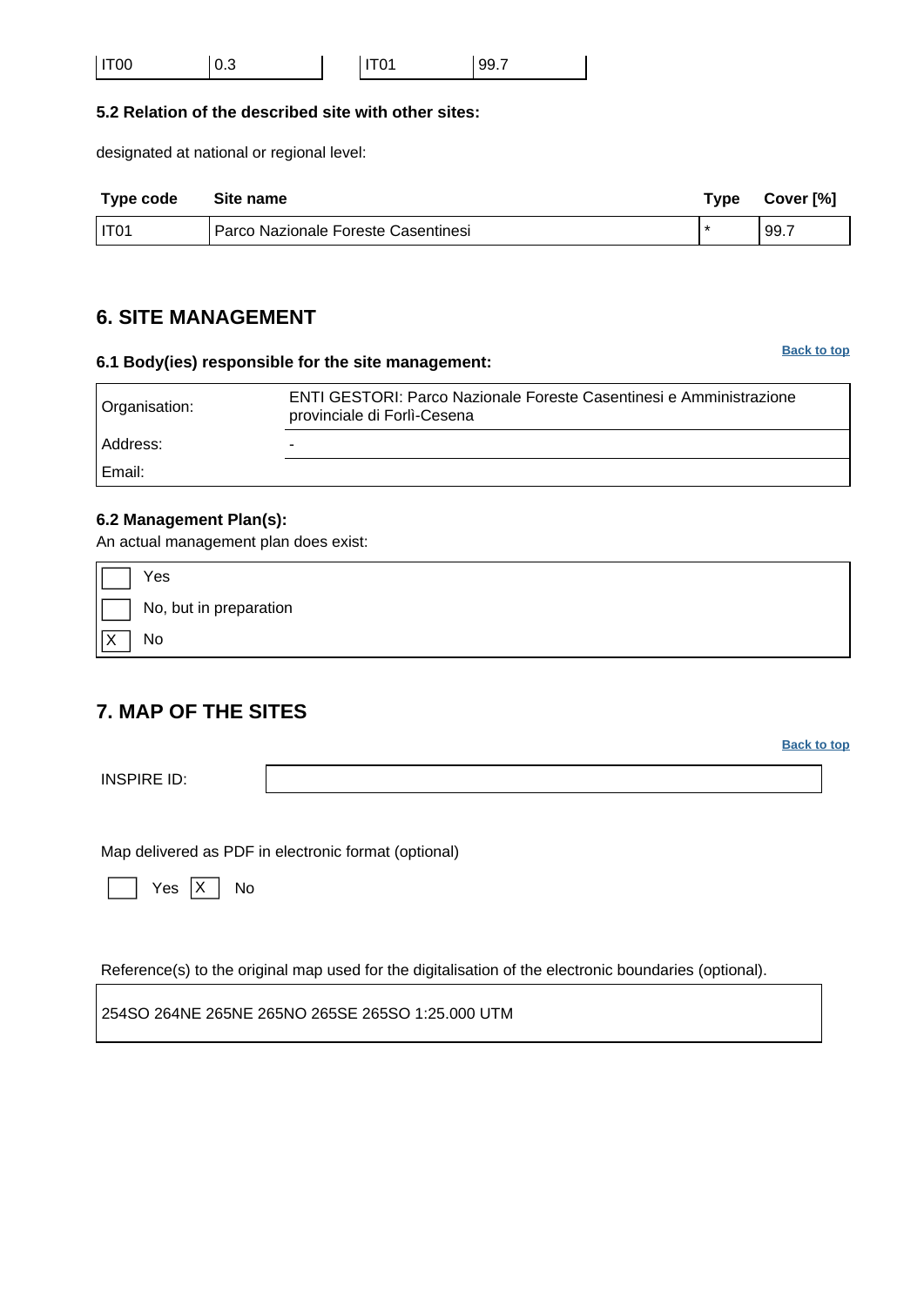| | | | |
|---|---|---|---|
| IT00 | 0.3 | IT01 | 99.7 |

### 5.2 Relation of the described site with other sites:

designated at national or regional level:

| Type code | Site name | Type | Cover [%] |
|---|---|---|---|
| IT01 | Parco Nazionale Foreste Casentinesi | * | 99.7 |

## 6. SITE MANAGEMENT

Back to top

### 6.1 Body(ies) responsible for the site management:

| | |
|---|---|
| Organisation: | ENTI GESTORI: Parco Nazionale Foreste Casentinesi e Amministrazione provinciale di Forlì-Cesena |
| Address: | - |
| Email: | |

### 6.2 Management Plan(s):

An actual management plan does exist:

| | |
|---|---|
| [ ] | Yes |
| [ ] | No, but in preparation |
| [X] | No |

## 7. MAP OF THE SITES

Back to top

INSPIRE ID:

Map delivered as PDF in electronic format (optional)

[ ] Yes [X] No

Reference(s) to the original map used for the digitalisation of the electronic boundaries (optional).

254SO 264NE 265NE 265NO 265SE 265SO 1:25.000 UTM